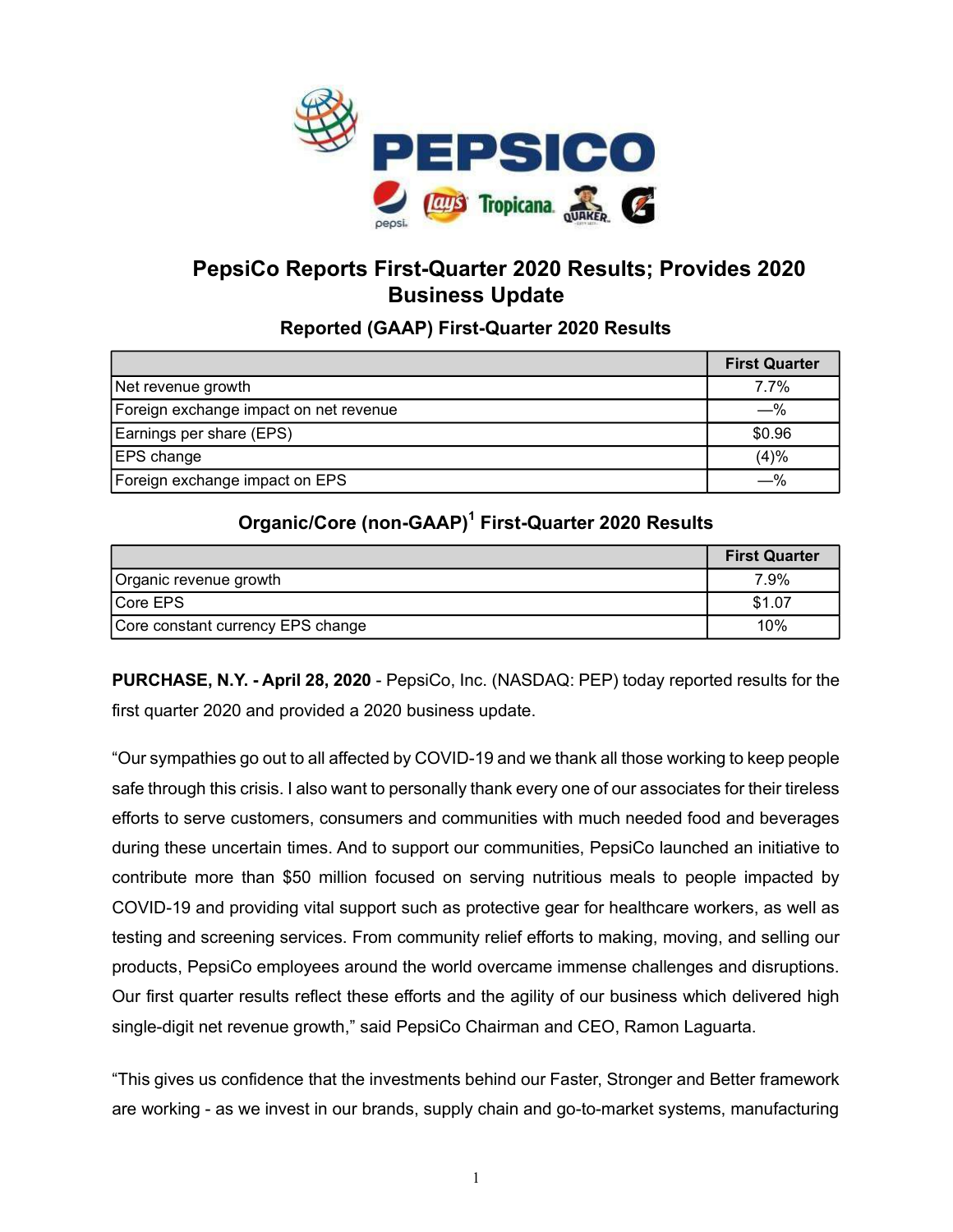# PepsiCo Reports First-Quarter 2020 Results; Provides 2020 Business Update

### Reported (GAAP) First-Quarter 2020 Results

| | First Quarter |
|---|---|
| Net revenue growth | 7.7% |
| Foreign exchange impact on net revenue | —% |
| Earnings per share (EPS) | $0.96 |
| EPS change | (4)% |
| Foreign exchange impact on EPS | —% |

### Organic/Core (non-GAAP)[1] First-Quarter 2020 Results

| | First Quarter |
|---|---|
| Organic revenue growth | 7.9% |
| Core EPS | $1.07 |
| Core constant currency EPS change | 10% |

**PURCHASE, N.Y. - April 28, 2020** - PepsiCo, Inc. (NASDAQ: PEP) today reported results for the first quarter 2020 and provided a 2020 business update.

"Our sympathies go out to all affected by COVID-19 and we thank all those working to keep people safe through this crisis. I also want to personally thank every one of our associates for their tireless efforts to serve customers, consumers and communities with much needed food and beverages during these uncertain times. And to support our communities, PepsiCo launched an initiative to contribute more than $50 million focused on serving nutritious meals to people impacted by COVID-19 and providing vital support such as protective gear for healthcare workers, as well as testing and screening services. From community relief efforts to making, moving, and selling our products, PepsiCo employees around the world overcame immense challenges and disruptions. Our first quarter results reflect these efforts and the agility of our business which delivered high single-digit net revenue growth," said PepsiCo Chairman and CEO, Ramon Laguarta.

"This gives us confidence that the investments behind our Faster, Stronger and Better framework are working - as we invest in our brands, supply chain and go-to-market systems, manufacturing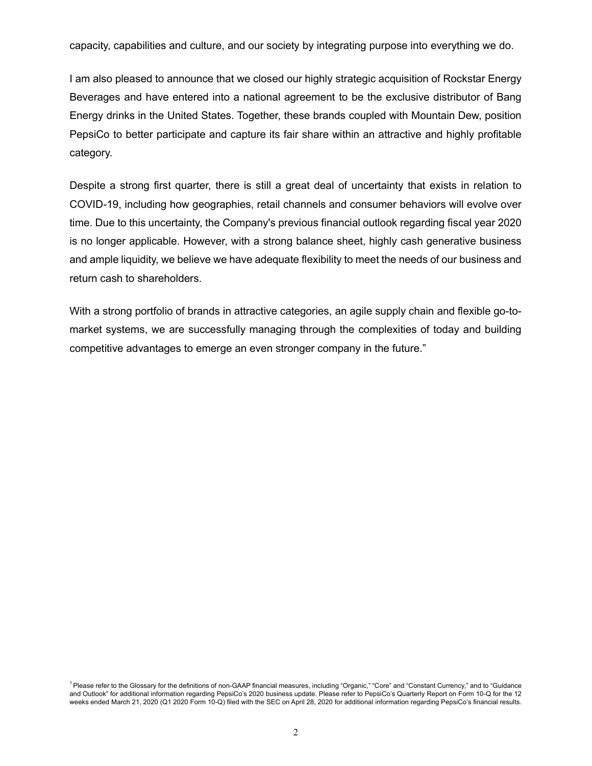capacity, capabilities and culture, and our society by integrating purpose into everything we do.

I am also pleased to announce that we closed our highly strategic acquisition of Rockstar Energy Beverages and have entered into a national agreement to be the exclusive distributor of Bang Energy drinks in the United States. Together, these brands coupled with Mountain Dew, position PepsiCo to better participate and capture its fair share within an attractive and highly profitable category.

Despite a strong first quarter, there is still a great deal of uncertainty that exists in relation to COVID-19, including how geographies, retail channels and consumer behaviors will evolve over time. Due to this uncertainty, the Company's previous financial outlook regarding fiscal year 2020 is no longer applicable. However, with a strong balance sheet, highly cash generative business and ample liquidity, we believe we have adequate flexibility to meet the needs of our business and return cash to shareholders.

With a strong portfolio of brands in attractive categories, an agile supply chain and flexible go-to-market systems, we are successfully managing through the complexities of today and building competitive advantages to emerge an even stronger company in the future."

[1] Please refer to the Glossary for the definitions of non-GAAP financial measures, including "Organic," "Core" and "Constant Currency," and to "Guidance and Outlook" for additional information regarding PepsiCo's 2020 business update. Please refer to PepsiCo's Quarterly Report on Form 10-Q for the 12 weeks ended March 21, 2020 (Q1 2020 Form 10-Q) filed with the SEC on April 28, 2020 for additional information regarding PepsiCo's financial results.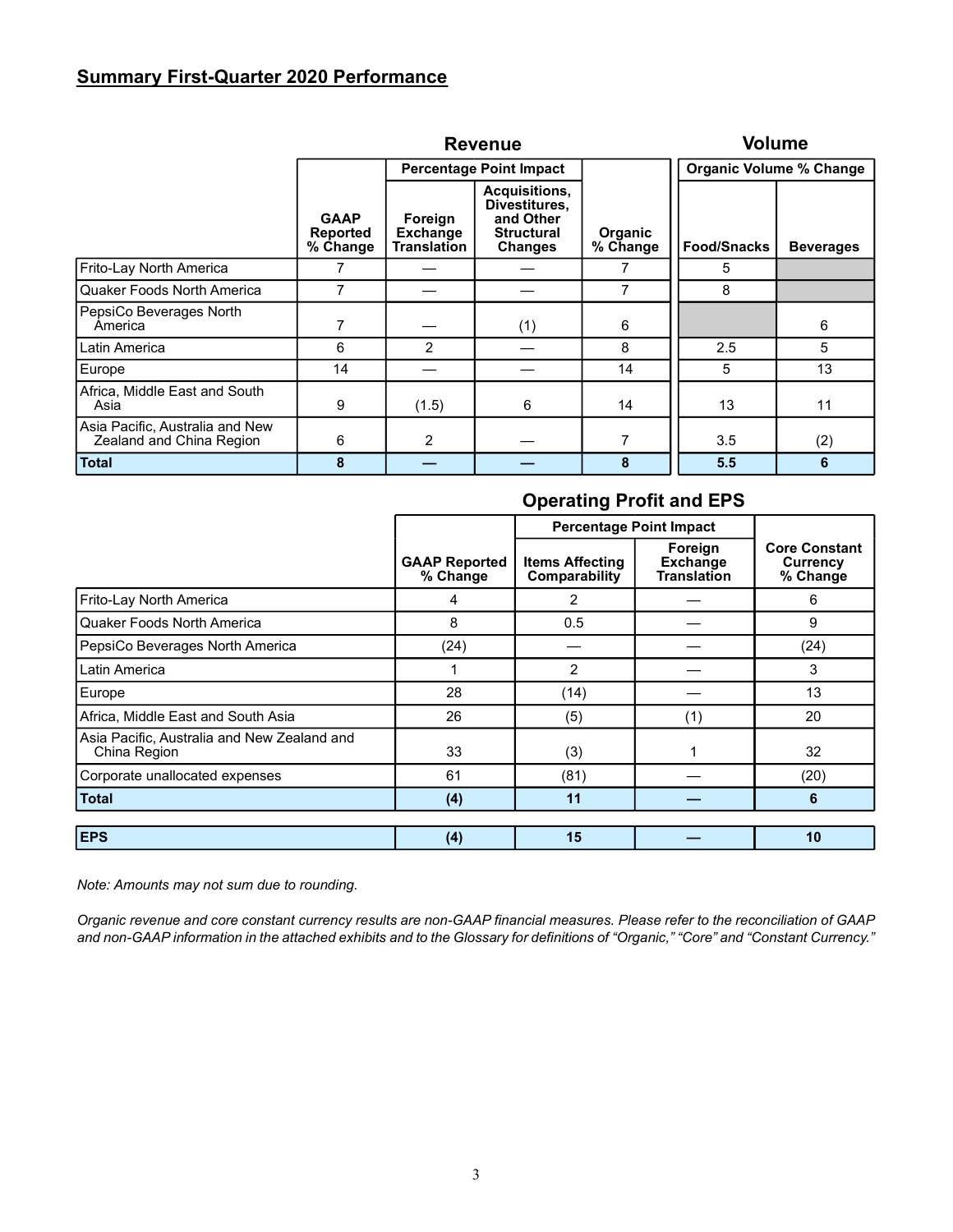## Summary First-Quarter 2020 Performance

| | Revenue | | | | Volume | |
|---|---|---|---|---|---|---|
| | | Percentage Point Impact | | | Organic Volume % Change | |
| | GAAP Reported % Change | Foreign Exchange Translation | Acquisitions, Divestitures, and Other Structural Changes | Organic % Change | Food/Snacks | Beverages |
| Frito-Lay North America | 7 | — | — | 7 | 5 | |
| Quaker Foods North America | 7 | — | — | 7 | 8 | |
| PepsiCo Beverages North America | 7 | — | (1) | 6 | | 6 |
| Latin America | 6 | 2 | — | 8 | 2.5 | 5 |
| Europe | 14 | — | — | 14 | 5 | 13 |
| Africa, Middle East and South Asia | 9 | (1.5) | 6 | 14 | 13 | 11 |
| Asia Pacific, Australia and New Zealand and China Region | 6 | 2 | — | 7 | 3.5 | (2) |
| **Total** | **8** | **—** | **—** | **8** | **5.5** | **6** |

### Operating Profit and EPS

| | | Percentage Point Impact | | |
|---|---|---|---|---|
| | GAAP Reported % Change | Items Affecting Comparability | Foreign Exchange Translation | Core Constant Currency % Change |
| Frito-Lay North America | 4 | 2 | — | 6 |
| Quaker Foods North America | 8 | 0.5 | — | 9 |
| PepsiCo Beverages North America | (24) | — | — | (24) |
| Latin America | 1 | 2 | — | 3 |
| Europe | 28 | (14) | — | 13 |
| Africa, Middle East and South Asia | 26 | (5) | (1) | 20 |
| Asia Pacific, Australia and New Zealand and China Region | 33 | (3) | 1 | 32 |
| Corporate unallocated expenses | 61 | (81) | — | (20) |
| **Total** | **(4)** | **11** | **—** | **6** |
| **EPS** | **(4)** | **15** | **—** | **10** |

*Note: Amounts may not sum due to rounding.*

*Organic revenue and core constant currency results are non-GAAP financial measures. Please refer to the reconciliation of GAAP and non-GAAP information in the attached exhibits and to the Glossary for definitions of "Organic," "Core" and "Constant Currency."*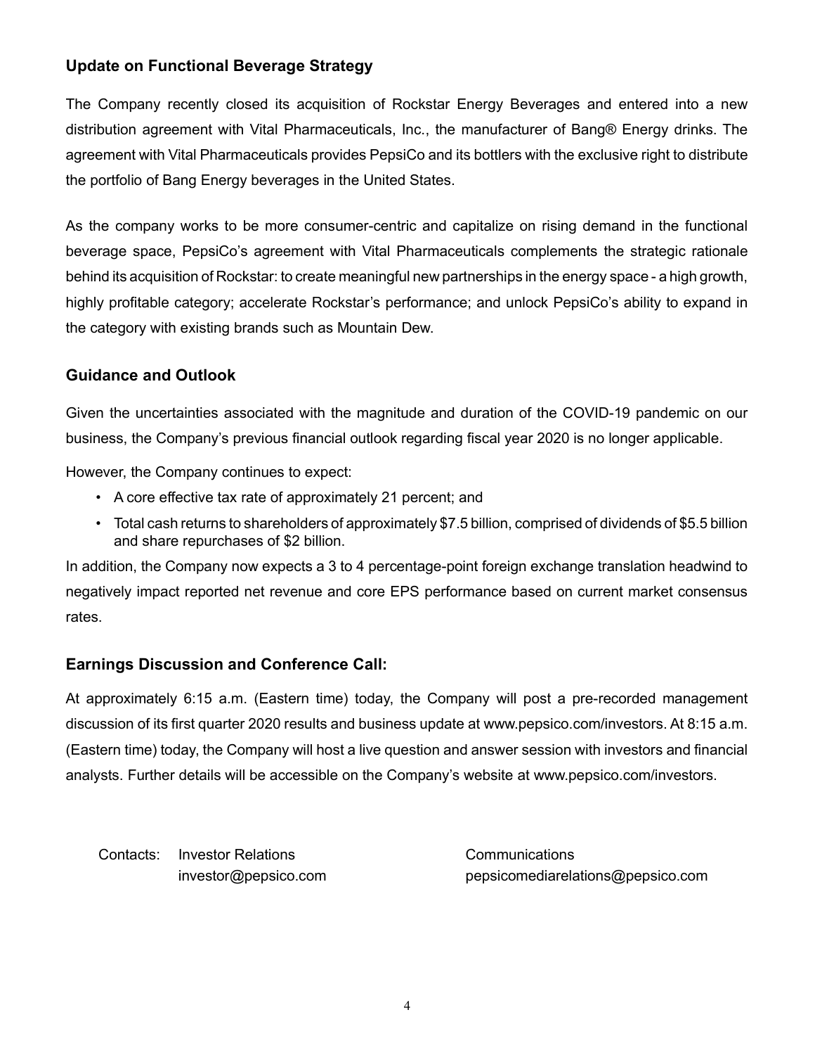## Update on Functional Beverage Strategy

The Company recently closed its acquisition of Rockstar Energy Beverages and entered into a new distribution agreement with Vital Pharmaceuticals, Inc., the manufacturer of Bang® Energy drinks. The agreement with Vital Pharmaceuticals provides PepsiCo and its bottlers with the exclusive right to distribute the portfolio of Bang Energy beverages in the United States.

As the company works to be more consumer-centric and capitalize on rising demand in the functional beverage space, PepsiCo's agreement with Vital Pharmaceuticals complements the strategic rationale behind its acquisition of Rockstar: to create meaningful new partnerships in the energy space - a high growth, highly profitable category; accelerate Rockstar's performance; and unlock PepsiCo's ability to expand in the category with existing brands such as Mountain Dew.

## Guidance and Outlook

Given the uncertainties associated with the magnitude and duration of the COVID-19 pandemic on our business, the Company's previous financial outlook regarding fiscal year 2020 is no longer applicable.

However, the Company continues to expect:

- A core effective tax rate of approximately 21 percent; and
- Total cash returns to shareholders of approximately $7.5 billion, comprised of dividends of $5.5 billion and share repurchases of $2 billion.

In addition, the Company now expects a 3 to 4 percentage-point foreign exchange translation headwind to negatively impact reported net revenue and core EPS performance based on current market consensus rates.

## Earnings Discussion and Conference Call:

At approximately 6:15 a.m. (Eastern time) today, the Company will post a pre-recorded management discussion of its first quarter 2020 results and business update at www.pepsico.com/investors. At 8:15 a.m. (Eastern time) today, the Company will host a live question and answer session with investors and financial analysts. Further details will be accessible on the Company's website at www.pepsico.com/investors.

Contacts: Investor Relations
investor@pepsico.com

Communications
pepsicomediarelations@pepsico.com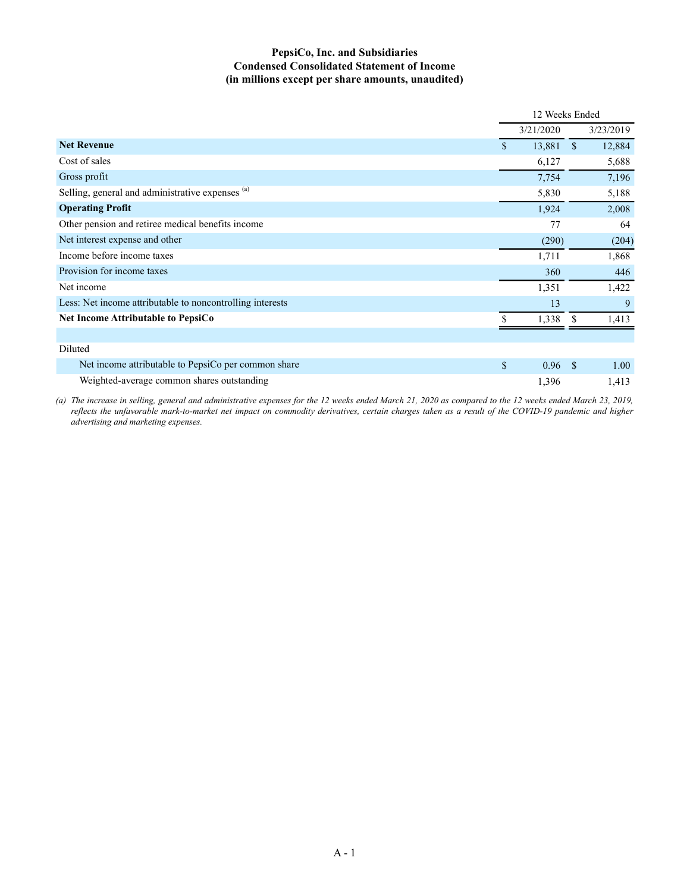# PepsiCo, Inc. and Subsidiaries
## Condensed Consolidated Statement of Income
### (in millions except per share amounts, unaudited)

| | 12 Weeks Ended | |
|---|---|---|
| | 3/21/2020 | 3/23/2019 |
| **Net Revenue** | $ 13,881 | $ 12,884 |
| Cost of sales | 6,127 | 5,688 |
| Gross profit | 7,754 | 7,196 |
| Selling, general and administrative expenses [(a)] | 5,830 | 5,188 |
| **Operating Profit** | 1,924 | 2,008 |
| Other pension and retiree medical benefits income | 77 | 64 |
| Net interest expense and other | (290) | (204) |
| Income before income taxes | 1,711 | 1,868 |
| Provision for income taxes | 360 | 446 |
| Net income | 1,351 | 1,422 |
| Less: Net income attributable to noncontrolling interests | 13 | 9 |
| **Net Income Attributable to PepsiCo** | $ 1,338 | $ 1,413 |
| | | |
| Diluted | | |
| Net income attributable to PepsiCo per common share | $ 0.96 | $ 1.00 |
| Weighted-average common shares outstanding | 1,396 | 1,413 |

*(a) The increase in selling, general and administrative expenses for the 12 weeks ended March 21, 2020 as compared to the 12 weeks ended March 23, 2019, reflects the unfavorable mark-to-market net impact on commodity derivatives, certain charges taken as a result of the COVID-19 pandemic and higher advertising and marketing expenses.*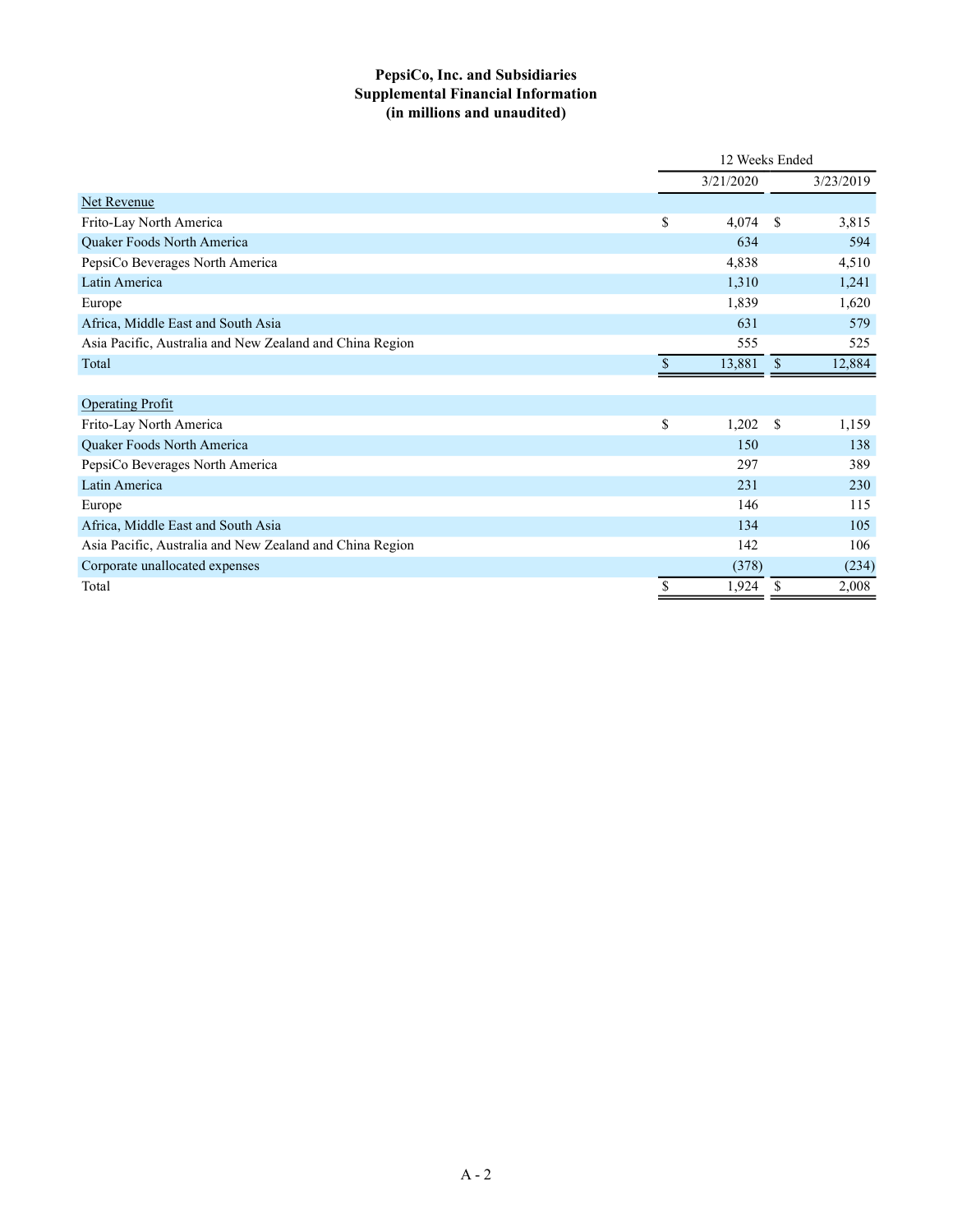**PepsiCo, Inc. and Subsidiaries**
**Supplemental Financial Information**
**(in millions and unaudited)**

| | 12 Weeks Ended | |
|---|---|---|
| | 3/21/2020 | 3/23/2019 |
| Net Revenue | | |
| Frito-Lay North America | $ 4,074 | $ 3,815 |
| Quaker Foods North America | 634 | 594 |
| PepsiCo Beverages North America | 4,838 | 4,510 |
| Latin America | 1,310 | 1,241 |
| Europe | 1,839 | 1,620 |
| Africa, Middle East and South Asia | 631 | 579 |
| Asia Pacific, Australia and New Zealand and China Region | 555 | 525 |
| Total | $ 13,881 | $ 12,884 |
| | | |
| Operating Profit | | |
| Frito-Lay North America | $ 1,202 | $ 1,159 |
| Quaker Foods North America | 150 | 138 |
| PepsiCo Beverages North America | 297 | 389 |
| Latin America | 231 | 230 |
| Europe | 146 | 115 |
| Africa, Middle East and South Asia | 134 | 105 |
| Asia Pacific, Australia and New Zealand and China Region | 142 | 106 |
| Corporate unallocated expenses | (378) | (234) |
| Total | $ 1,924 | $ 2,008 |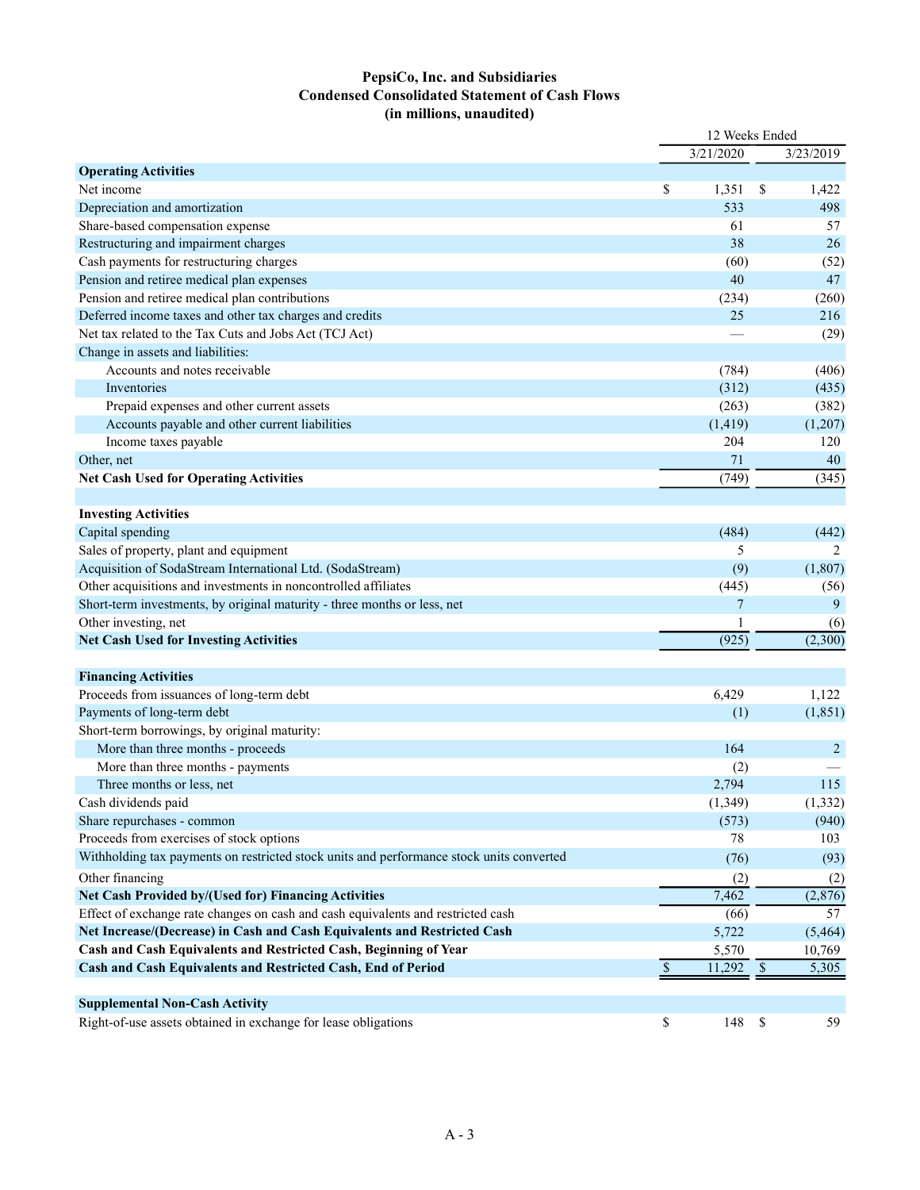# PepsiCo, Inc. and Subsidiaries
## Condensed Consolidated Statement of Cash Flows
### (in millions, unaudited)

| | 12 Weeks Ended | |
|---|---|---|
| | 3/21/2020 | 3/23/2019 |
| **Operating Activities** | | |
| Net income | $ 1,351 | $ 1,422 |
| Depreciation and amortization | 533 | 498 |
| Share-based compensation expense | 61 | 57 |
| Restructuring and impairment charges | 38 | 26 |
| Cash payments for restructuring charges | (60) | (52) |
| Pension and retiree medical plan expenses | 40 | 47 |
| Pension and retiree medical plan contributions | (234) | (260) |
| Deferred income taxes and other tax charges and credits | 25 | 216 |
| Net tax related to the Tax Cuts and Jobs Act (TCJ Act) | — | (29) |
| Change in assets and liabilities: | | |
| Accounts and notes receivable | (784) | (406) |
| Inventories | (312) | (435) |
| Prepaid expenses and other current assets | (263) | (382) |
| Accounts payable and other current liabilities | (1,419) | (1,207) |
| Income taxes payable | 204 | 120 |
| Other, net | 71 | 40 |
| **Net Cash Used for Operating Activities** | (749) | (345) |
| | | |
| **Investing Activities** | | |
| Capital spending | (484) | (442) |
| Sales of property, plant and equipment | 5 | 2 |
| Acquisition of SodaStream International Ltd. (SodaStream) | (9) | (1,807) |
| Other acquisitions and investments in noncontrolled affiliates | (445) | (56) |
| Short-term investments, by original maturity - three months or less, net | 7 | 9 |
| Other investing, net | 1 | (6) |
| **Net Cash Used for Investing Activities** | (925) | (2,300) |
| | | |
| **Financing Activities** | | |
| Proceeds from issuances of long-term debt | 6,429 | 1,122 |
| Payments of long-term debt | (1) | (1,851) |
| Short-term borrowings, by original maturity: | | |
| More than three months - proceeds | 164 | 2 |
| More than three months - payments | (2) | — |
| Three months or less, net | 2,794 | 115 |
| Cash dividends paid | (1,349) | (1,332) |
| Share repurchases - common | (573) | (940) |
| Proceeds from exercises of stock options | 78 | 103 |
| Withholding tax payments on restricted stock units and performance stock units converted | (76) | (93) |
| Other financing | (2) | (2) |
| **Net Cash Provided by/(Used for) Financing Activities** | 7,462 | (2,876) |
| Effect of exchange rate changes on cash and cash equivalents and restricted cash | (66) | 57 |
| **Net Increase/(Decrease) in Cash and Cash Equivalents and Restricted Cash** | 5,722 | (5,464) |
| **Cash and Cash Equivalents and Restricted Cash, Beginning of Year** | 5,570 | 10,769 |
| **Cash and Cash Equivalents and Restricted Cash, End of Period** | $ 11,292 | $ 5,305 |
| | | |
| **Supplemental Non-Cash Activity** | | |
| Right-of-use assets obtained in exchange for lease obligations | $ 148 | $ 59 |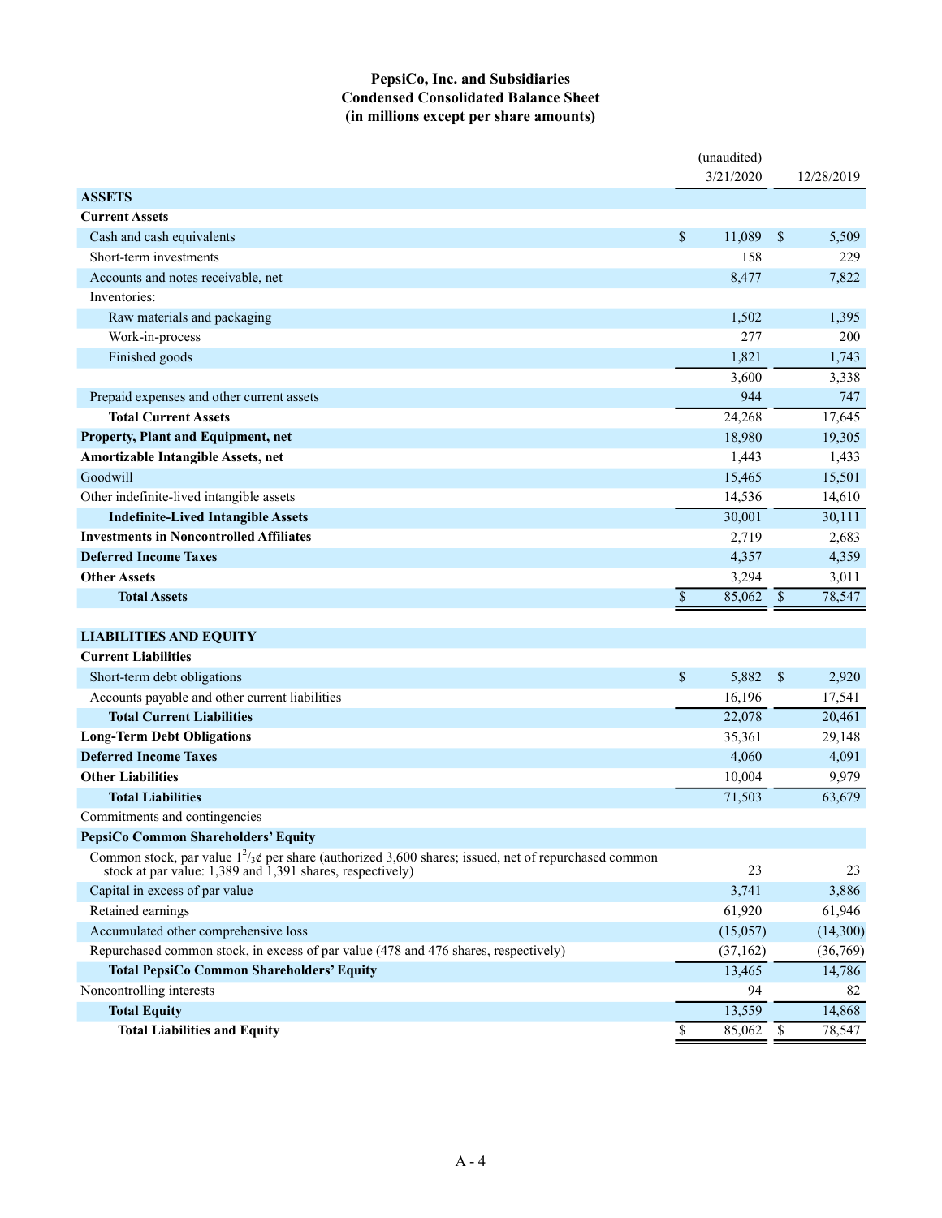# PepsiCo, Inc. and Subsidiaries
## Condensed Consolidated Balance Sheet
## (in millions except per share amounts)

| | (unaudited) 3/21/2020 | 12/28/2019 |
|---|---|---|
| **ASSETS** | | |
| **Current Assets** | | |
| Cash and cash equivalents | $ 11,089 | $ 5,509 |
| Short-term investments | 158 | 229 |
| Accounts and notes receivable, net | 8,477 | 7,822 |
| Inventories: | | |
| Raw materials and packaging | 1,502 | 1,395 |
| Work-in-process | 277 | 200 |
| Finished goods | 1,821 | 1,743 |
| | 3,600 | 3,338 |
| Prepaid expenses and other current assets | 944 | 747 |
| **Total Current Assets** | 24,268 | 17,645 |
| **Property, Plant and Equipment, net** | 18,980 | 19,305 |
| **Amortizable Intangible Assets, net** | 1,443 | 1,433 |
| Goodwill | 15,465 | 15,501 |
| Other indefinite-lived intangible assets | 14,536 | 14,610 |
| **Indefinite-Lived Intangible Assets** | 30,001 | 30,111 |
| **Investments in Noncontrolled Affiliates** | 2,719 | 2,683 |
| **Deferred Income Taxes** | 4,357 | 4,359 |
| **Other Assets** | 3,294 | 3,011 |
| **Total Assets** | $ 85,062 | $ 78,547 |
| **LIABILITIES AND EQUITY** | | |
| **Current Liabilities** | | |
| Short-term debt obligations | $ 5,882 | $ 2,920 |
| Accounts payable and other current liabilities | 16,196 | 17,541 |
| **Total Current Liabilities** | 22,078 | 20,461 |
| **Long-Term Debt Obligations** | 35,361 | 29,148 |
| **Deferred Income Taxes** | 4,060 | 4,091 |
| **Other Liabilities** | 10,004 | 9,979 |
| **Total Liabilities** | 71,503 | 63,679 |
| Commitments and contingencies | | |
| **PepsiCo Common Shareholders' Equity** | | |
| Common stock, par value $1^{2}/_{3}$¢ per share (authorized 3,600 shares; issued, net of repurchased common stock at par value: 1,389 and 1,391 shares, respectively) | 23 | 23 |
| Capital in excess of par value | 3,741 | 3,886 |
| Retained earnings | 61,920 | 61,946 |
| Accumulated other comprehensive loss | (15,057) | (14,300) |
| Repurchased common stock, in excess of par value (478 and 476 shares, respectively) | (37,162) | (36,769) |
| **Total PepsiCo Common Shareholders' Equity** | 13,465 | 14,786 |
| Noncontrolling interests | 94 | 82 |
| **Total Equity** | 13,559 | 14,868 |
| **Total Liabilities and Equity** | $ 85,062 | $ 78,547 |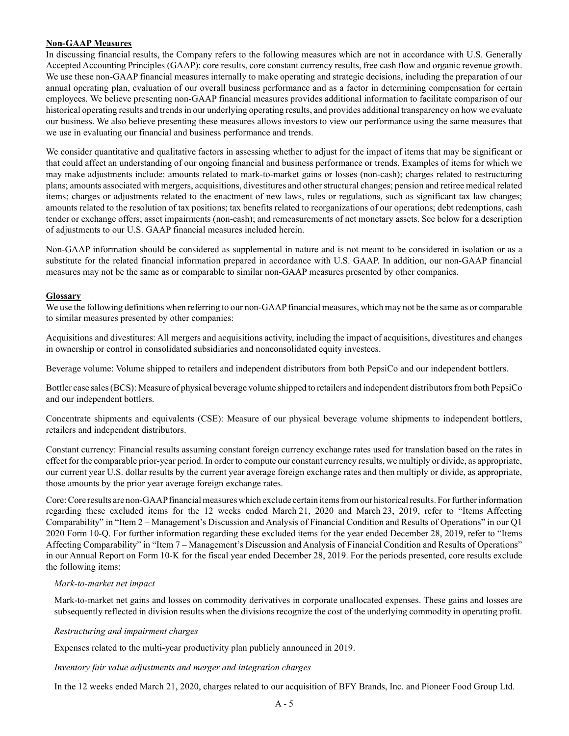**Non-GAAP Measures**

In discussing financial results, the Company refers to the following measures which are not in accordance with U.S. Generally Accepted Accounting Principles (GAAP): core results, core constant currency results, free cash flow and organic revenue growth. We use these non-GAAP financial measures internally to make operating and strategic decisions, including the preparation of our annual operating plan, evaluation of our overall business performance and as a factor in determining compensation for certain employees. We believe presenting non-GAAP financial measures provides additional information to facilitate comparison of our historical operating results and trends in our underlying operating results, and provides additional transparency on how we evaluate our business. We also believe presenting these measures allows investors to view our performance using the same measures that we use in evaluating our financial and business performance and trends.

We consider quantitative and qualitative factors in assessing whether to adjust for the impact of items that may be significant or that could affect an understanding of our ongoing financial and business performance or trends. Examples of items for which we may make adjustments include: amounts related to mark-to-market gains or losses (non-cash); charges related to restructuring plans; amounts associated with mergers, acquisitions, divestitures and other structural changes; pension and retiree medical related items; charges or adjustments related to the enactment of new laws, rules or regulations, such as significant tax law changes; amounts related to the resolution of tax positions; tax benefits related to reorganizations of our operations; debt redemptions, cash tender or exchange offers; asset impairments (non-cash); and remeasurements of net monetary assets. See below for a description of adjustments to our U.S. GAAP financial measures included herein.

Non-GAAP information should be considered as supplemental in nature and is not meant to be considered in isolation or as a substitute for the related financial information prepared in accordance with U.S. GAAP. In addition, our non-GAAP financial measures may not be the same as or comparable to similar non-GAAP measures presented by other companies.

**Glossary**

We use the following definitions when referring to our non-GAAP financial measures, which may not be the same as or comparable to similar measures presented by other companies:

Acquisitions and divestitures: All mergers and acquisitions activity, including the impact of acquisitions, divestitures and changes in ownership or control in consolidated subsidiaries and nonconsolidated equity investees.

Beverage volume: Volume shipped to retailers and independent distributors from both PepsiCo and our independent bottlers.

Bottler case sales (BCS): Measure of physical beverage volume shipped to retailers and independent distributors from both PepsiCo and our independent bottlers.

Concentrate shipments and equivalents (CSE): Measure of our physical beverage volume shipments to independent bottlers, retailers and independent distributors.

Constant currency: Financial results assuming constant foreign currency exchange rates used for translation based on the rates in effect for the comparable prior-year period. In order to compute our constant currency results, we multiply or divide, as appropriate, our current year U.S. dollar results by the current year average foreign exchange rates and then multiply or divide, as appropriate, those amounts by the prior year average foreign exchange rates.

Core: Core results are non-GAAP financial measures which exclude certain items from our historical results. For further information regarding these excluded items for the 12 weeks ended March 21, 2020 and March 23, 2019, refer to "Items Affecting Comparability" in "Item 2 – Management's Discussion and Analysis of Financial Condition and Results of Operations" in our Q1 2020 Form 10-Q. For further information regarding these excluded items for the year ended December 28, 2019, refer to "Items Affecting Comparability" in "Item 7 – Management's Discussion and Analysis of Financial Condition and Results of Operations" in our Annual Report on Form 10-K for the fiscal year ended December 28, 2019. For the periods presented, core results exclude the following items:

*Mark-to-market net impact*

Mark-to-market net gains and losses on commodity derivatives in corporate unallocated expenses. These gains and losses are subsequently reflected in division results when the divisions recognize the cost of the underlying commodity in operating profit.

*Restructuring and impairment charges*

Expenses related to the multi-year productivity plan publicly announced in 2019.

*Inventory fair value adjustments and merger and integration charges*

In the 12 weeks ended March 21, 2020, charges related to our acquisition of BFY Brands, Inc. and Pioneer Food Group Ltd.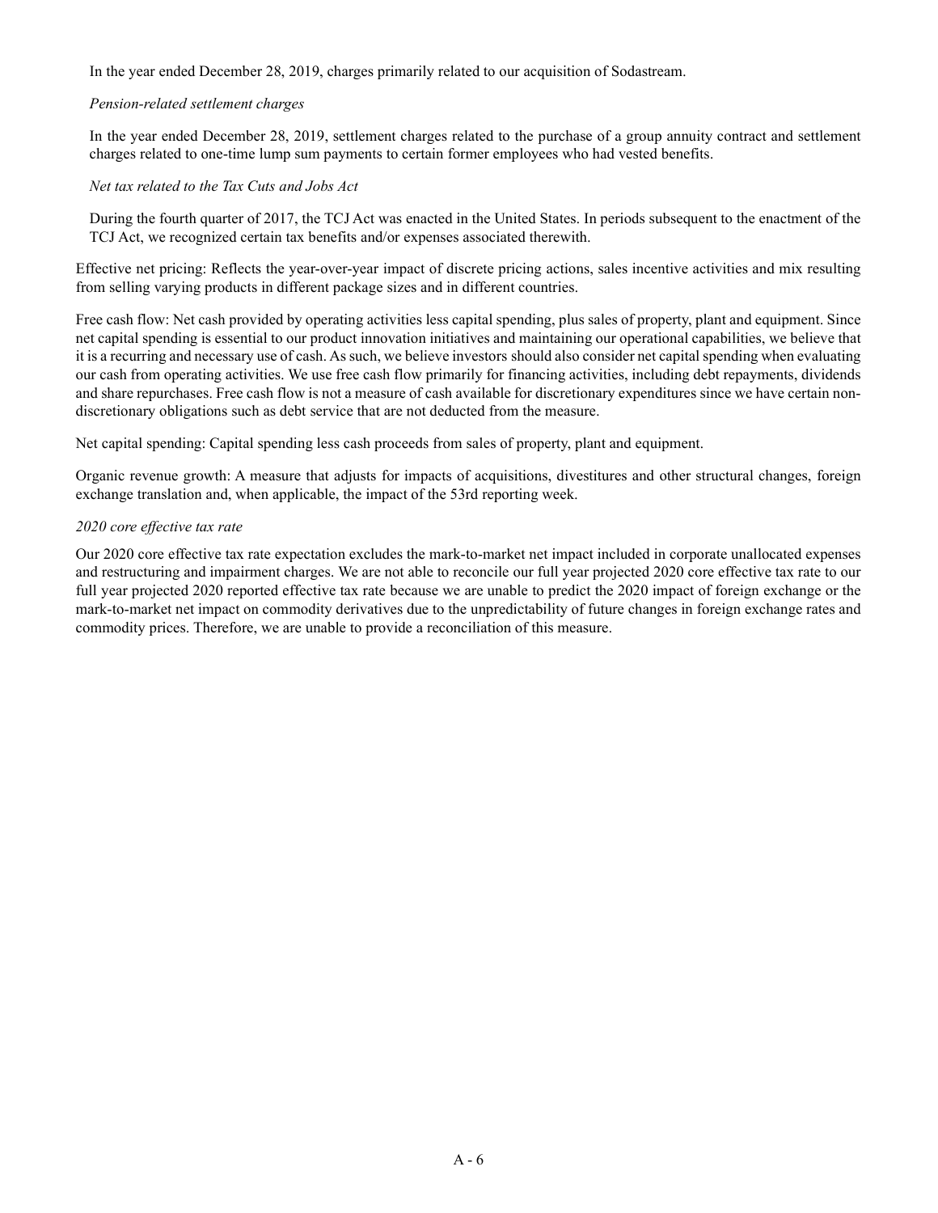In the year ended December 28, 2019, charges primarily related to our acquisition of Sodastream.

*Pension-related settlement charges*

In the year ended December 28, 2019, settlement charges related to the purchase of a group annuity contract and settlement charges related to one-time lump sum payments to certain former employees who had vested benefits.

*Net tax related to the Tax Cuts and Jobs Act*

During the fourth quarter of 2017, the TCJ Act was enacted in the United States. In periods subsequent to the enactment of the TCJ Act, we recognized certain tax benefits and/or expenses associated therewith.

Effective net pricing: Reflects the year-over-year impact of discrete pricing actions, sales incentive activities and mix resulting from selling varying products in different package sizes and in different countries.

Free cash flow: Net cash provided by operating activities less capital spending, plus sales of property, plant and equipment. Since net capital spending is essential to our product innovation initiatives and maintaining our operational capabilities, we believe that it is a recurring and necessary use of cash. As such, we believe investors should also consider net capital spending when evaluating our cash from operating activities. We use free cash flow primarily for financing activities, including debt repayments, dividends and share repurchases. Free cash flow is not a measure of cash available for discretionary expenditures since we have certain non-discretionary obligations such as debt service that are not deducted from the measure.

Net capital spending: Capital spending less cash proceeds from sales of property, plant and equipment.

Organic revenue growth: A measure that adjusts for impacts of acquisitions, divestitures and other structural changes, foreign exchange translation and, when applicable, the impact of the 53rd reporting week.

*2020 core effective tax rate*

Our 2020 core effective tax rate expectation excludes the mark-to-market net impact included in corporate unallocated expenses and restructuring and impairment charges. We are not able to reconcile our full year projected 2020 core effective tax rate to our full year projected 2020 reported effective tax rate because we are unable to predict the 2020 impact of foreign exchange or the mark-to-market net impact on commodity derivatives due to the unpredictability of future changes in foreign exchange rates and commodity prices. Therefore, we are unable to provide a reconciliation of this measure.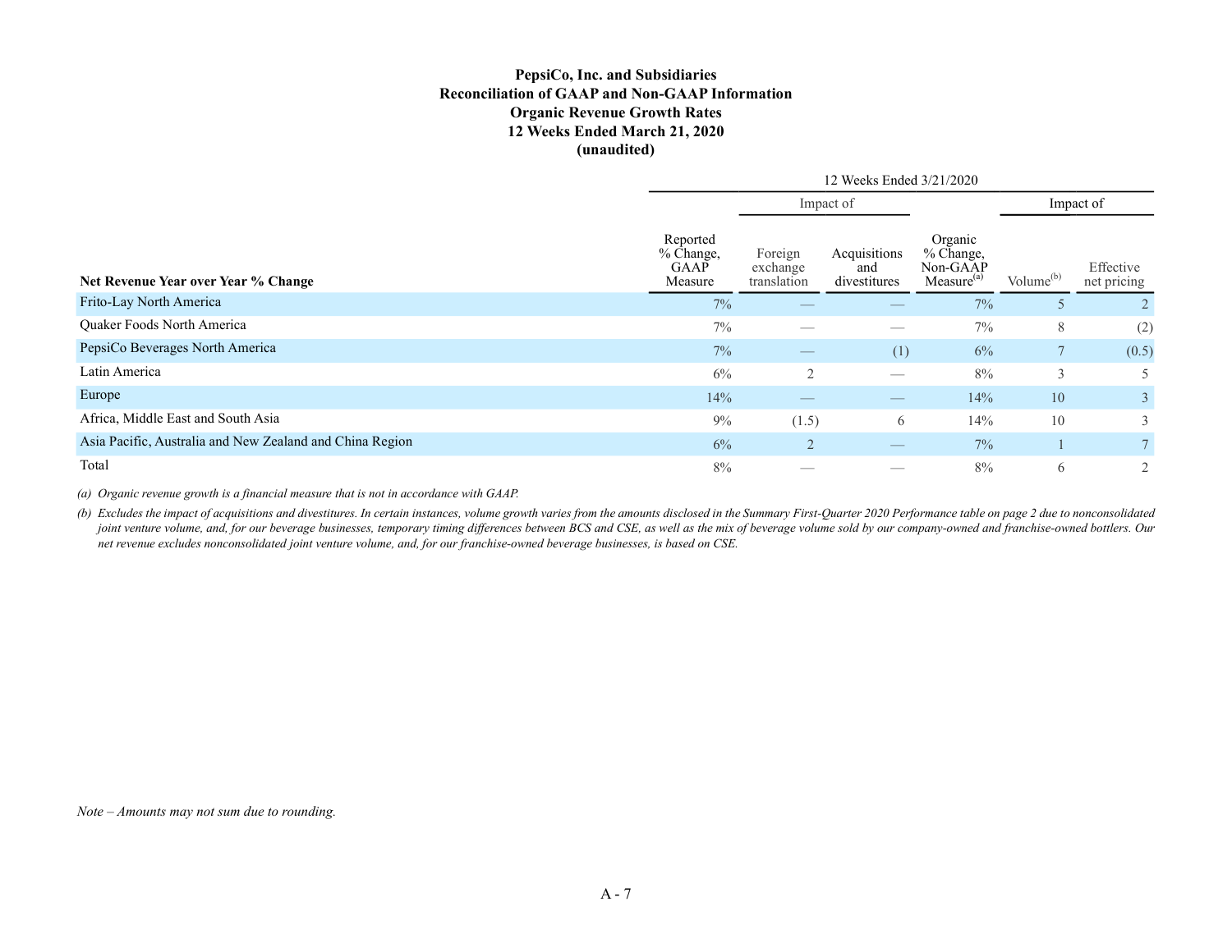# PepsiCo, Inc. and Subsidiaries
## Reconciliation of GAAP and Non-GAAP Information
## Organic Revenue Growth Rates
## 12 Weeks Ended March 21, 2020
## (unaudited)

| | 12 Weeks Ended 3/21/2020 | | | | | |
|---|---|---|---|---|---|---|
| | | Impact of | | | Impact of | |
| **Net Revenue Year over Year % Change** | Reported % Change, GAAP Measure | Foreign exchange translation | Acquisitions and divestitures | Organic % Change, Non-GAAP Measure[(a)] | Volume[(b)] | Effective net pricing |
| Frito-Lay North America | 7% | — | — | 7% | 5 | 2 |
| Quaker Foods North America | 7% | — | — | 7% | 8 | (2) |
| PepsiCo Beverages North America | 7% | — | (1) | 6% | 7 | (0.5) |
| Latin America | 6% | 2 | — | 8% | 3 | 5 |
| Europe | 14% | — | — | 14% | 10 | 3 |
| Africa, Middle East and South Asia | 9% | (1.5) | 6 | 14% | 10 | 3 |
| Asia Pacific, Australia and New Zealand and China Region | 6% | 2 | — | 7% | 1 | 7 |
| Total | 8% | — | — | 8% | 6 | 2 |

*(a) Organic revenue growth is a financial measure that is not in accordance with GAAP.*

*(b) Excludes the impact of acquisitions and divestitures. In certain instances, volume growth varies from the amounts disclosed in the Summary First-Quarter 2020 Performance table on page 2 due to nonconsolidated joint venture volume, and, for our beverage businesses, temporary timing differences between BCS and CSE, as well as the mix of beverage volume sold by our company-owned and franchise-owned bottlers. Our net revenue excludes nonconsolidated joint venture volume, and, for our franchise-owned beverage businesses, is based on CSE.*

*Note – Amounts may not sum due to rounding.*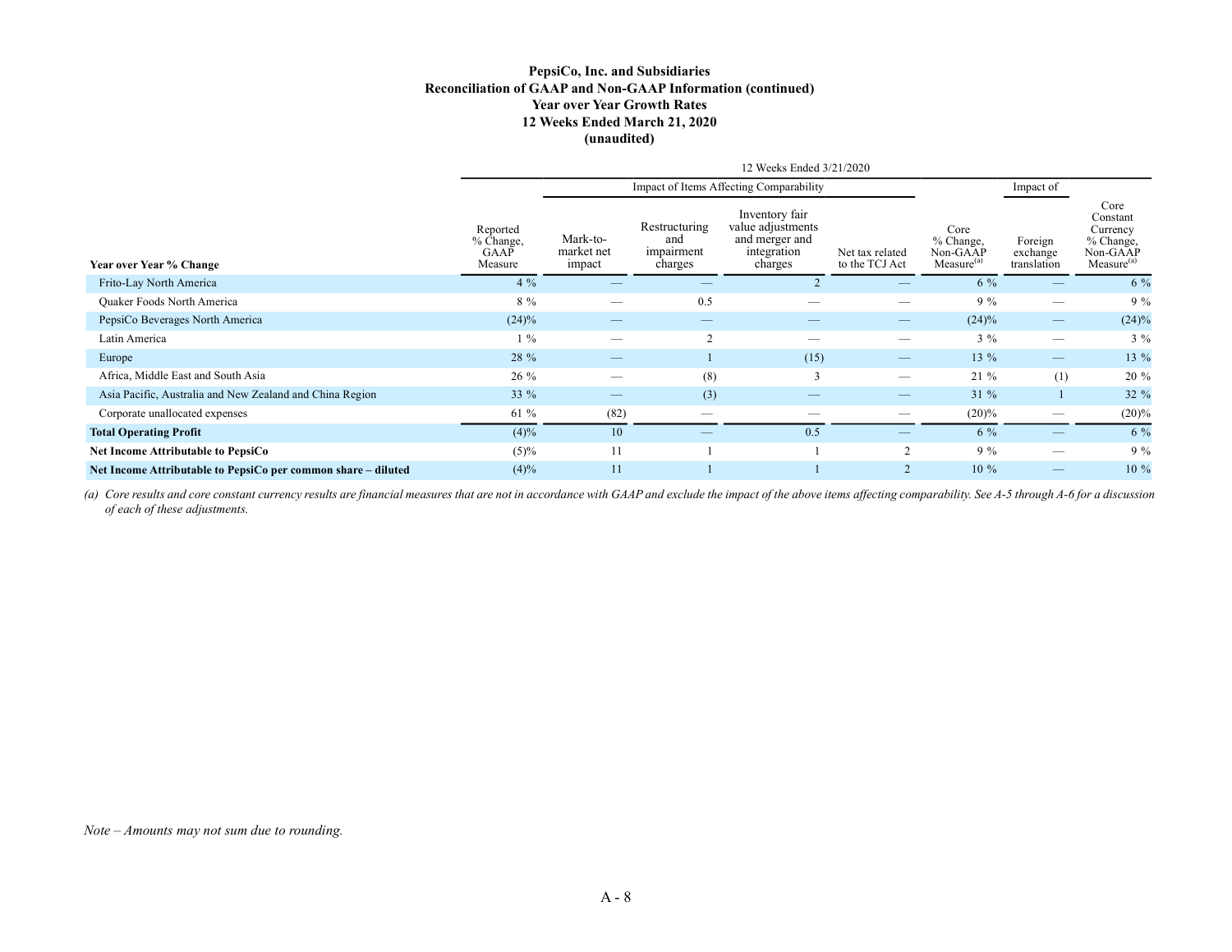**PepsiCo, Inc. and Subsidiaries**
**Reconciliation of GAAP and Non-GAAP Information (continued)**
**Year over Year Growth Rates**
**12 Weeks Ended March 21, 2020**
**(unaudited)**

| | 12 Weeks Ended 3/21/2020 | | | | | | | |
|---|---|---|---|---|---|---|---|---|
| | | Impact of Items Affecting Comparability | | | | | Impact of | |
| **Year over Year % Change** | Reported % Change, GAAP Measure | Mark-to-market net impact | Restructuring and impairment charges | Inventory fair value adjustments and merger and integration charges | Net tax related to the TCJ Act | Core % Change, Non-GAAP Measure[(a)] | Foreign exchange translation | Core Constant Currency % Change, Non-GAAP Measure[(a)] |
| Frito-Lay North America | 4 % | — | — | 2 | — | 6 % | — | 6 % |
| Quaker Foods North America | 8 % | — | 0.5 | — | — | 9 % | — | 9 % |
| PepsiCo Beverages North America | (24)% | — | — | — | — | (24)% | — | (24)% |
| Latin America | 1 % | — | 2 | — | — | 3 % | — | 3 % |
| Europe | 28 % | — | 1 | (15) | — | 13 % | — | 13 % |
| Africa, Middle East and South Asia | 26 % | — | (8) | 3 | — | 21 % | (1) | 20 % |
| Asia Pacific, Australia and New Zealand and China Region | 33 % | — | (3) | — | — | 31 % | 1 | 32 % |
| Corporate unallocated expenses | 61 % | (82) | — | — | — | (20)% | — | (20)% |
| **Total Operating Profit** | (4)% | 10 | — | 0.5 | — | 6 % | — | 6 % |
| **Net Income Attributable to PepsiCo** | (5)% | 11 | 1 | 1 | 2 | 9 % | — | 9 % |
| **Net Income Attributable to PepsiCo per common share – diluted** | (4)% | 11 | 1 | 1 | 2 | 10 % | — | 10 % |

*(a) Core results and core constant currency results are financial measures that are not in accordance with GAAP and exclude the impact of the above items affecting comparability. See A-5 through A-6 for a discussion of each of these adjustments.*

*Note – Amounts may not sum due to rounding.*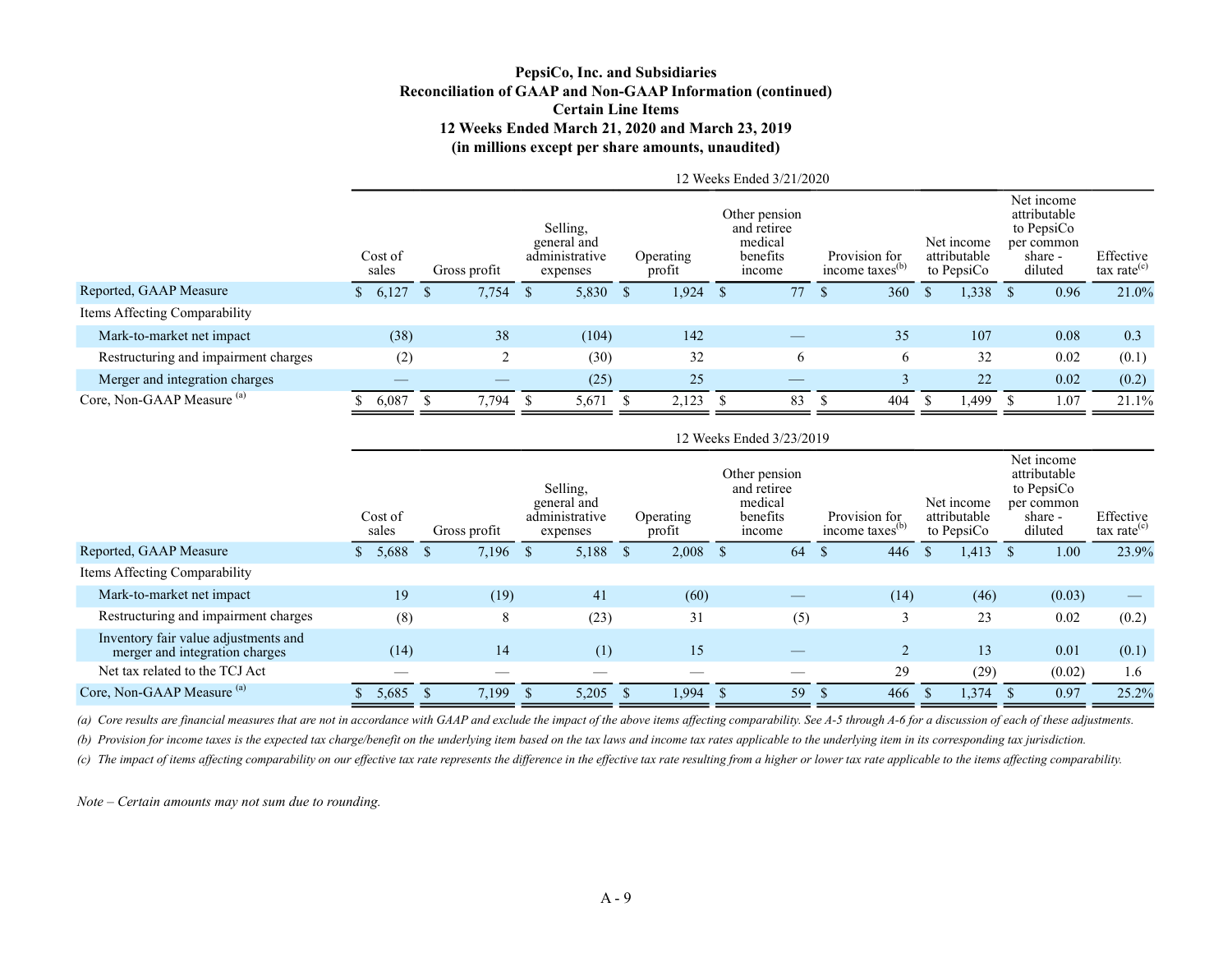**PepsiCo, Inc. and Subsidiaries**
**Reconciliation of GAAP and Non-GAAP Information (continued)**
**Certain Line Items**
**12 Weeks Ended March 21, 2020 and March 23, 2019**
**(in millions except per share amounts, unaudited)**

| | 12 Weeks Ended 3/21/2020 | | | | | | | | |
|---|---|---|---|---|---|---|---|---|---|
| | Cost of sales | Gross profit | Selling, general and administrative expenses | Operating profit | Other pension and retiree medical benefits income | Provision for income taxes[(b)] | Net income attributable to PepsiCo | Net income attributable to PepsiCo per common share - diluted | Effective tax rate[(c)] |
| Reported, GAAP Measure | $ 6,127 | $ 7,754 | $ 5,830 | $ 1,924 | $ 77 | $ 360 | $ 1,338 | $ 0.96 | 21.0% |
| Items Affecting Comparability | | | | | | | | | |
| Mark-to-market net impact | (38) | 38 | (104) | 142 | — | 35 | 107 | 0.08 | 0.3 |
| Restructuring and impairment charges | (2) | 2 | (30) | 32 | 6 | 6 | 32 | 0.02 | (0.1) |
| Merger and integration charges | — | — | (25) | 25 | — | 3 | 22 | 0.02 | (0.2) |
| Core, Non-GAAP Measure [(a)] | $ 6,087 | $ 7,794 | $ 5,671 | $ 2,123 | $ 83 | $ 404 | $ 1,499 | $ 1.07 | 21.1% |

| | 12 Weeks Ended 3/23/2019 | | | | | | | | |
|---|---|---|---|---|---|---|---|---|---|
| | Cost of sales | Gross profit | Selling, general and administrative expenses | Operating profit | Other pension and retiree medical benefits income | Provision for income taxes[(b)] | Net income attributable to PepsiCo | Net income attributable to PepsiCo per common share - diluted | Effective tax rate[(c)] |
| Reported, GAAP Measure | $ 5,688 | $ 7,196 | $ 5,188 | $ 2,008 | $ 64 | $ 446 | $ 1,413 | $ 1.00 | 23.9% |
| Items Affecting Comparability | | | | | | | | | |
| Mark-to-market net impact | 19 | (19) | 41 | (60) | — | (14) | (46) | (0.03) | — |
| Restructuring and impairment charges | (8) | 8 | (23) | 31 | (5) | 3 | 23 | 0.02 | (0.2) |
| Inventory fair value adjustments and merger and integration charges | (14) | 14 | (1) | 15 | — | 2 | 13 | 0.01 | (0.1) |
| Net tax related to the TCJ Act | — | — | — | — | — | 29 | (29) | (0.02) | 1.6 |
| Core, Non-GAAP Measure [(a)] | $ 5,685 | $ 7,199 | $ 5,205 | $ 1,994 | $ 59 | $ 466 | $ 1,374 | $ 0.97 | 25.2% |

*(a) Core results are financial measures that are not in accordance with GAAP and exclude the impact of the above items affecting comparability. See A-5 through A-6 for a discussion of each of these adjustments.*

*(b) Provision for income taxes is the expected tax charge/benefit on the underlying item based on the tax laws and income tax rates applicable to the underlying item in its corresponding tax jurisdiction.*

*(c) The impact of items affecting comparability on our effective tax rate represents the difference in the effective tax rate resulting from a higher or lower tax rate applicable to the items affecting comparability.*

*Note – Certain amounts may not sum due to rounding.*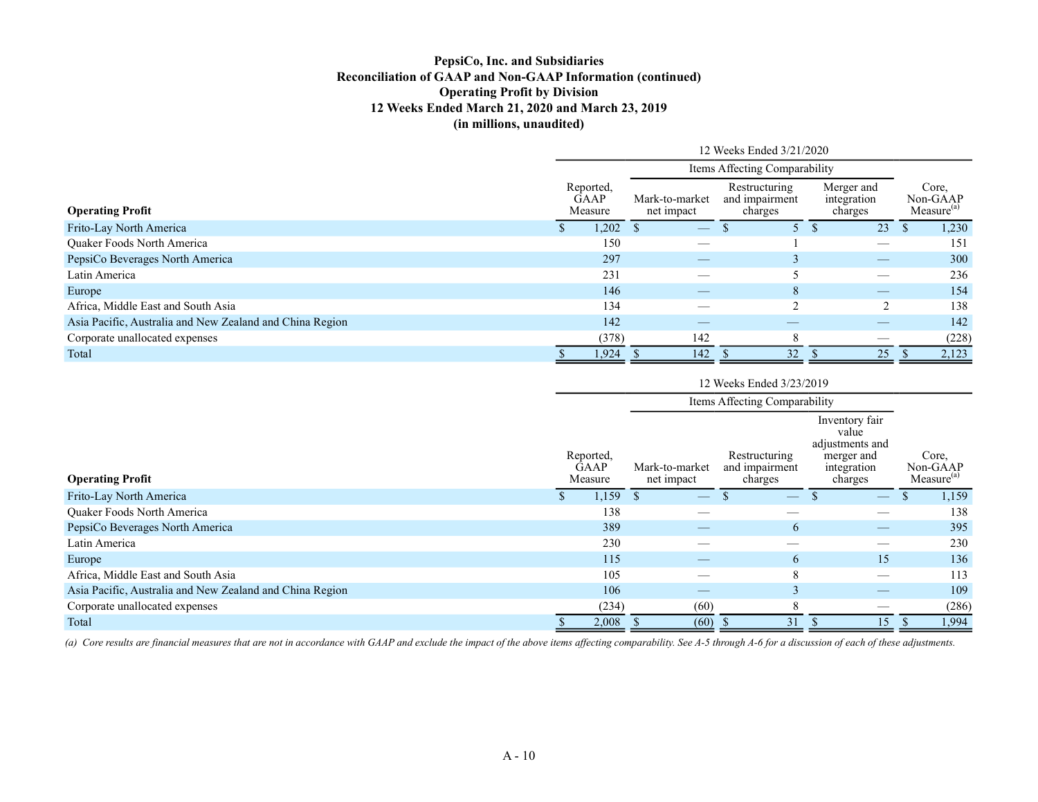**PepsiCo, Inc. and Subsidiaries**
**Reconciliation of GAAP and Non-GAAP Information (continued)**
**Operating Profit by Division**
**12 Weeks Ended March 21, 2020 and March 23, 2019**
**(in millions, unaudited)**

| | 12 Weeks Ended 3/21/2020 | | | | |
|---|---|---|---|---|---|
| | | Items Affecting Comparability | | | |
| **Operating Profit** | Reported, GAAP Measure | Mark-to-market net impact | Restructuring and impairment charges | Merger and integration charges | Core, Non-GAAP Measure[(a)] |
| Frito-Lay North America | $ 1,202 | $ — | $ 5 | $ 23 | $ 1,230 |
| Quaker Foods North America | 150 | — | 1 | — | 151 |
| PepsiCo Beverages North America | 297 | — | 3 | — | 300 |
| Latin America | 231 | — | 5 | — | 236 |
| Europe | 146 | — | 8 | — | 154 |
| Africa, Middle East and South Asia | 134 | — | 2 | 2 | 138 |
| Asia Pacific, Australia and New Zealand and China Region | 142 | — | — | — | 142 |
| Corporate unallocated expenses | (378) | 142 | 8 | — | (228) |
| Total | $ 1,924 | $ 142 | $ 32 | $ 25 | $ 2,123 |

| | 12 Weeks Ended 3/23/2019 | | | | |
|---|---|---|---|---|---|
| | | Items Affecting Comparability | | | |
| **Operating Profit** | Reported, GAAP Measure | Mark-to-market net impact | Restructuring and impairment charges | Inventory fair value adjustments and merger and integration charges | Core, Non-GAAP Measure[(a)] |
| Frito-Lay North America | $ 1,159 | $ — | $ — | $ — | $ 1,159 |
| Quaker Foods North America | 138 | — | — | — | 138 |
| PepsiCo Beverages North America | 389 | — | 6 | — | 395 |
| Latin America | 230 | — | — | — | 230 |
| Europe | 115 | — | 6 | 15 | 136 |
| Africa, Middle East and South Asia | 105 | — | 8 | — | 113 |
| Asia Pacific, Australia and New Zealand and China Region | 106 | — | 3 | — | 109 |
| Corporate unallocated expenses | (234) | (60) | 8 | — | (286) |
| Total | $ 2,008 | $ (60) | $ 31 | $ 15 | $ 1,994 |

*(a) Core results are financial measures that are not in accordance with GAAP and exclude the impact of the above items affecting comparability. See A-5 through A-6 for a discussion of each of these adjustments.*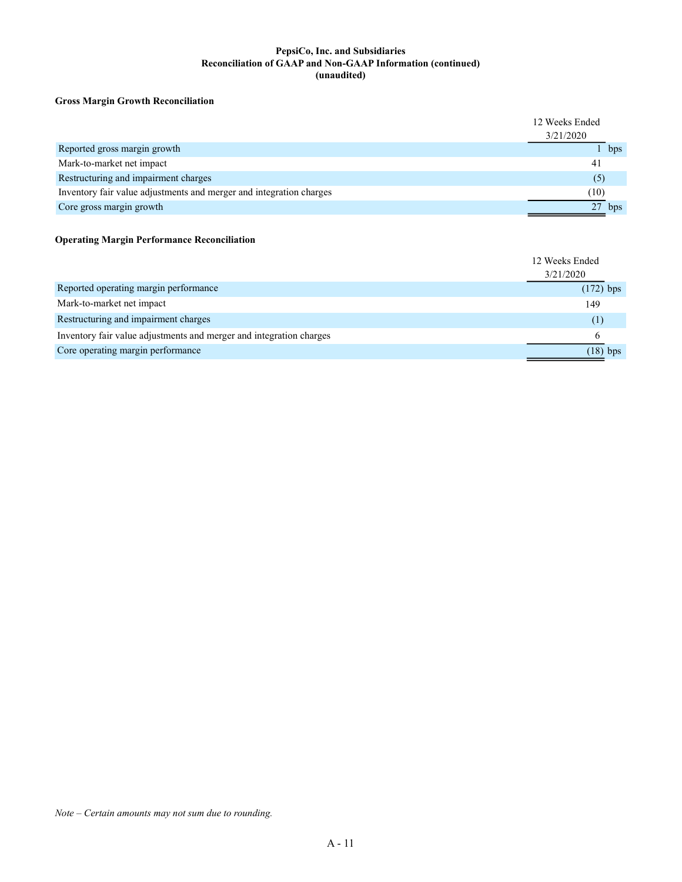**PepsiCo, Inc. and Subsidiaries**
**Reconciliation of GAAP and Non-GAAP Information (continued)**
**(unaudited)**

**Gross Margin Growth Reconciliation**

| | 12 Weeks Ended 3/21/2020 |
|---|---|
| Reported gross margin growth | 1 bps |
| Mark-to-market net impact | 41 |
| Restructuring and impairment charges | (5) |
| Inventory fair value adjustments and merger and integration charges | (10) |
| Core gross margin growth | 27 bps |

**Operating Margin Performance Reconciliation**

| | 12 Weeks Ended 3/21/2020 |
|---|---|
| Reported operating margin performance | (172) bps |
| Mark-to-market net impact | 149 |
| Restructuring and impairment charges | (1) |
| Inventory fair value adjustments and merger and integration charges | 6 |
| Core operating margin performance | (18) bps |

*Note – Certain amounts may not sum due to rounding.*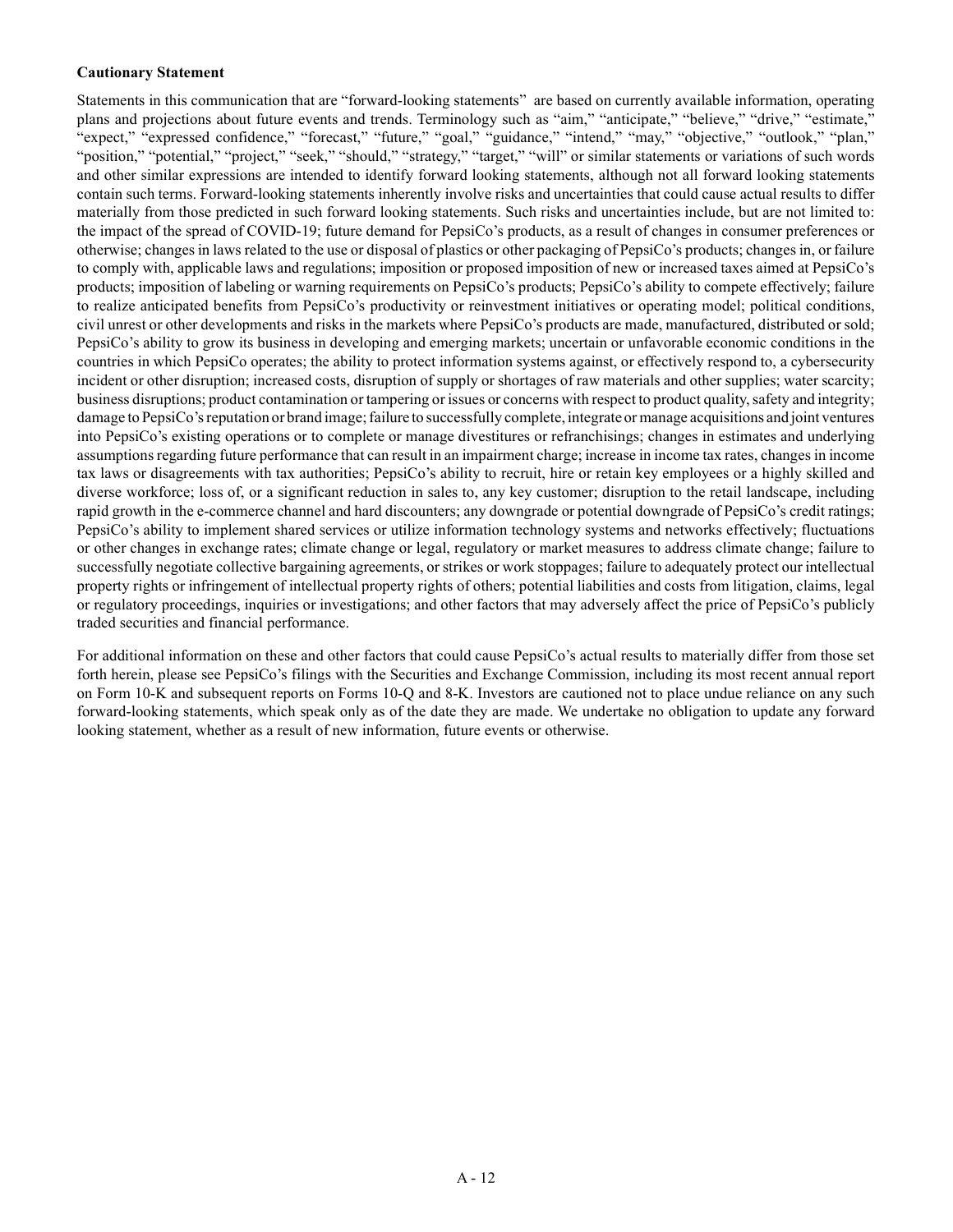**Cautionary Statement**

Statements in this communication that are "forward-looking statements" are based on currently available information, operating plans and projections about future events and trends. Terminology such as "aim," "anticipate," "believe," "drive," "estimate," "expect," "expressed confidence," "forecast," "future," "goal," "guidance," "intend," "may," "objective," "outlook," "plan," "position," "potential," "project," "seek," "should," "strategy," "target," "will" or similar statements or variations of such words and other similar expressions are intended to identify forward looking statements, although not all forward looking statements contain such terms. Forward-looking statements inherently involve risks and uncertainties that could cause actual results to differ materially from those predicted in such forward looking statements. Such risks and uncertainties include, but are not limited to: the impact of the spread of COVID-19; future demand for PepsiCo's products, as a result of changes in consumer preferences or otherwise; changes in laws related to the use or disposal of plastics or other packaging of PepsiCo's products; changes in, or failure to comply with, applicable laws and regulations; imposition or proposed imposition of new or increased taxes aimed at PepsiCo's products; imposition of labeling or warning requirements on PepsiCo's products; PepsiCo's ability to compete effectively; failure to realize anticipated benefits from PepsiCo's productivity or reinvestment initiatives or operating model; political conditions, civil unrest or other developments and risks in the markets where PepsiCo's products are made, manufactured, distributed or sold; PepsiCo's ability to grow its business in developing and emerging markets; uncertain or unfavorable economic conditions in the countries in which PepsiCo operates; the ability to protect information systems against, or effectively respond to, a cybersecurity incident or other disruption; increased costs, disruption of supply or shortages of raw materials and other supplies; water scarcity; business disruptions; product contamination or tampering or issues or concerns with respect to product quality, safety and integrity; damage to PepsiCo's reputation or brand image; failure to successfully complete, integrate or manage acquisitions and joint ventures into PepsiCo's existing operations or to complete or manage divestitures or refranchisings; changes in estimates and underlying assumptions regarding future performance that can result in an impairment charge; increase in income tax rates, changes in income tax laws or disagreements with tax authorities; PepsiCo's ability to recruit, hire or retain key employees or a highly skilled and diverse workforce; loss of, or a significant reduction in sales to, any key customer; disruption to the retail landscape, including rapid growth in the e-commerce channel and hard discounters; any downgrade or potential downgrade of PepsiCo's credit ratings; PepsiCo's ability to implement shared services or utilize information technology systems and networks effectively; fluctuations or other changes in exchange rates; climate change or legal, regulatory or market measures to address climate change; failure to successfully negotiate collective bargaining agreements, or strikes or work stoppages; failure to adequately protect our intellectual property rights or infringement of intellectual property rights of others; potential liabilities and costs from litigation, claims, legal or regulatory proceedings, inquiries or investigations; and other factors that may adversely affect the price of PepsiCo's publicly traded securities and financial performance.

For additional information on these and other factors that could cause PepsiCo's actual results to materially differ from those set forth herein, please see PepsiCo's filings with the Securities and Exchange Commission, including its most recent annual report on Form 10-K and subsequent reports on Forms 10-Q and 8-K. Investors are cautioned not to place undue reliance on any such forward-looking statements, which speak only as of the date they are made. We undertake no obligation to update any forward looking statement, whether as a result of new information, future events or otherwise.